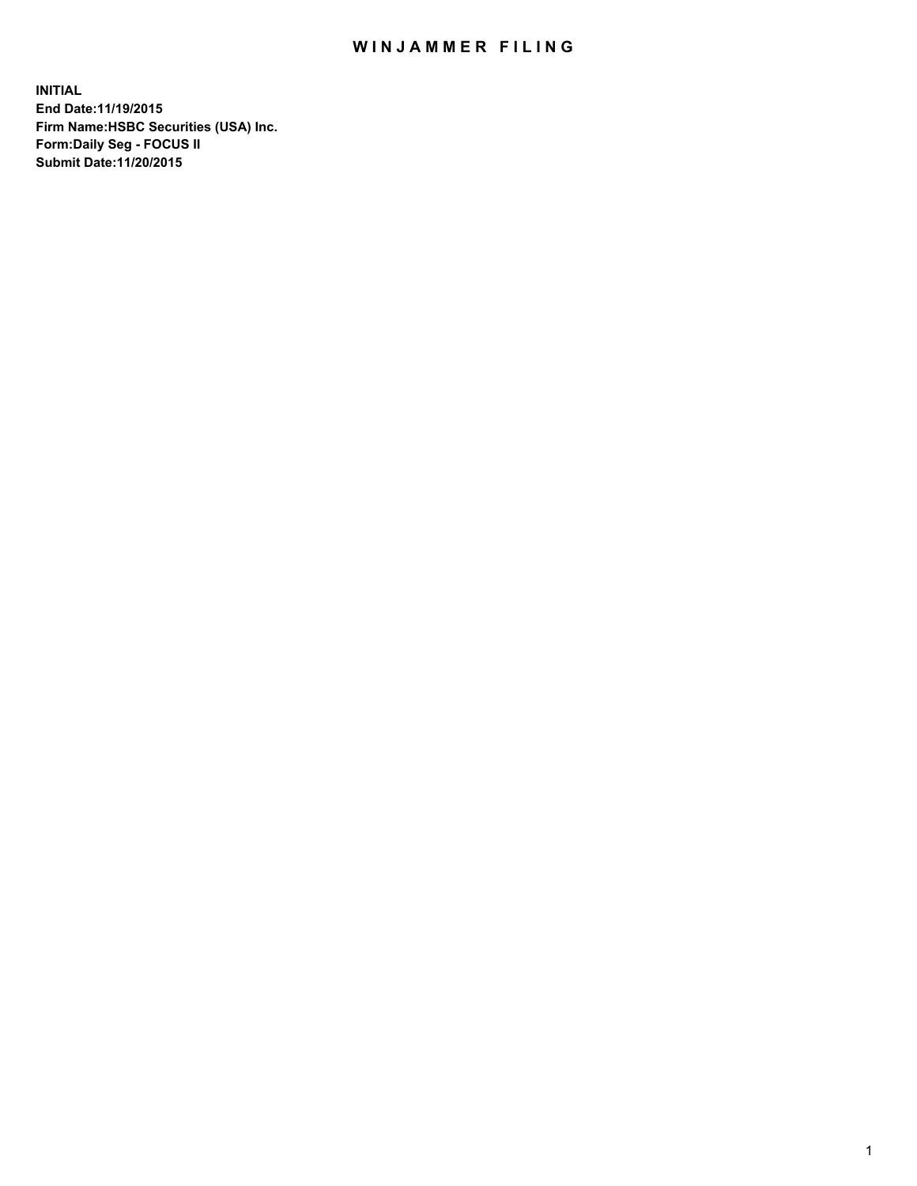# WINJAMMER FILING

**INITIAL**
**End Date:11/19/2015**
**Firm Name:HSBC Securities (USA) Inc.**
**Form:Daily Seg - FOCUS II**
**Submit Date:11/20/2015**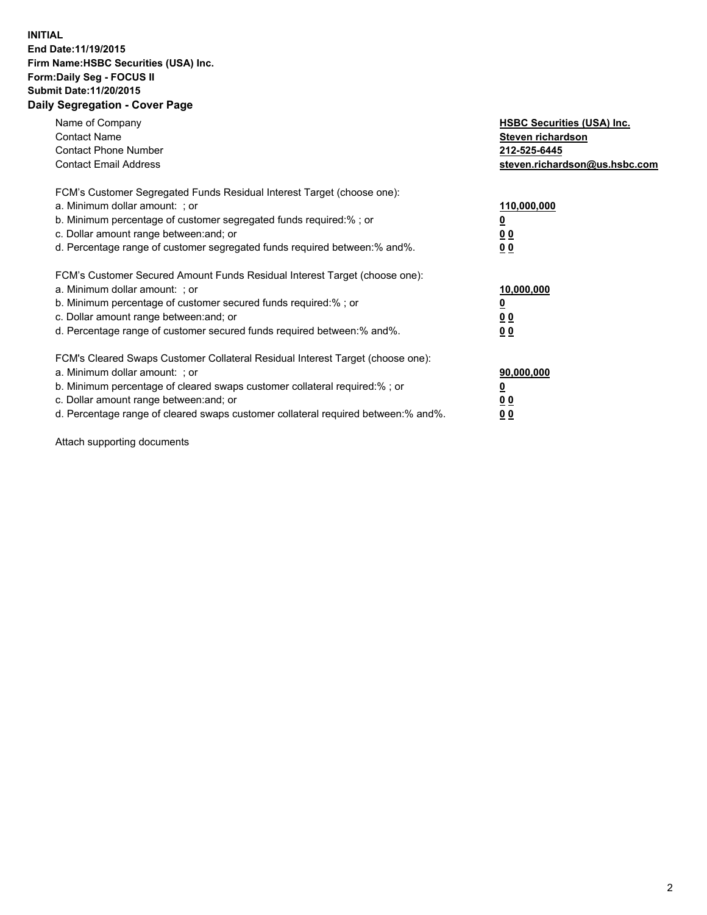**INITIAL**
**End Date:11/19/2015**
**Firm Name:HSBC Securities (USA) Inc.**
**Form:Daily Seg - FOCUS II**
**Submit Date:11/20/2015**

## Daily Segregation - Cover Page

| | |
|---|---|
| Name of Company | **HSBC Securities (USA) Inc.** |
| Contact Name | **Steven richardson** |
| Contact Phone Number | **212-525-6445** |
| Contact Email Address | **steven.richardson@us.hsbc.com** |
| | |
| FCM's Customer Segregated Funds Residual Interest Target (choose one): | |
| a. Minimum dollar amount: ; or | **110,000,000** |
| b. Minimum percentage of customer segregated funds required:% ; or | **0** |
| c. Dollar amount range between:and; or | **0 0** |
| d. Percentage range of customer segregated funds required between:% and%. | **0 0** |
| | |
| FCM's Customer Secured Amount Funds Residual Interest Target (choose one): | |
| a. Minimum dollar amount: ; or | **10,000,000** |
| b. Minimum percentage of customer secured funds required:% ; or | **0** |
| c. Dollar amount range between:and; or | **0 0** |
| d. Percentage range of customer secured funds required between:% and%. | **0 0** |
| | |
| FCM's Cleared Swaps Customer Collateral Residual Interest Target (choose one): | |
| a. Minimum dollar amount: ; or | **90,000,000** |
| b. Minimum percentage of cleared swaps customer collateral required:% ; or | **0** |
| c. Dollar amount range between:and; or | **0 0** |
| d. Percentage range of cleared swaps customer collateral required between:% and%. | **0 0** |

Attach supporting documents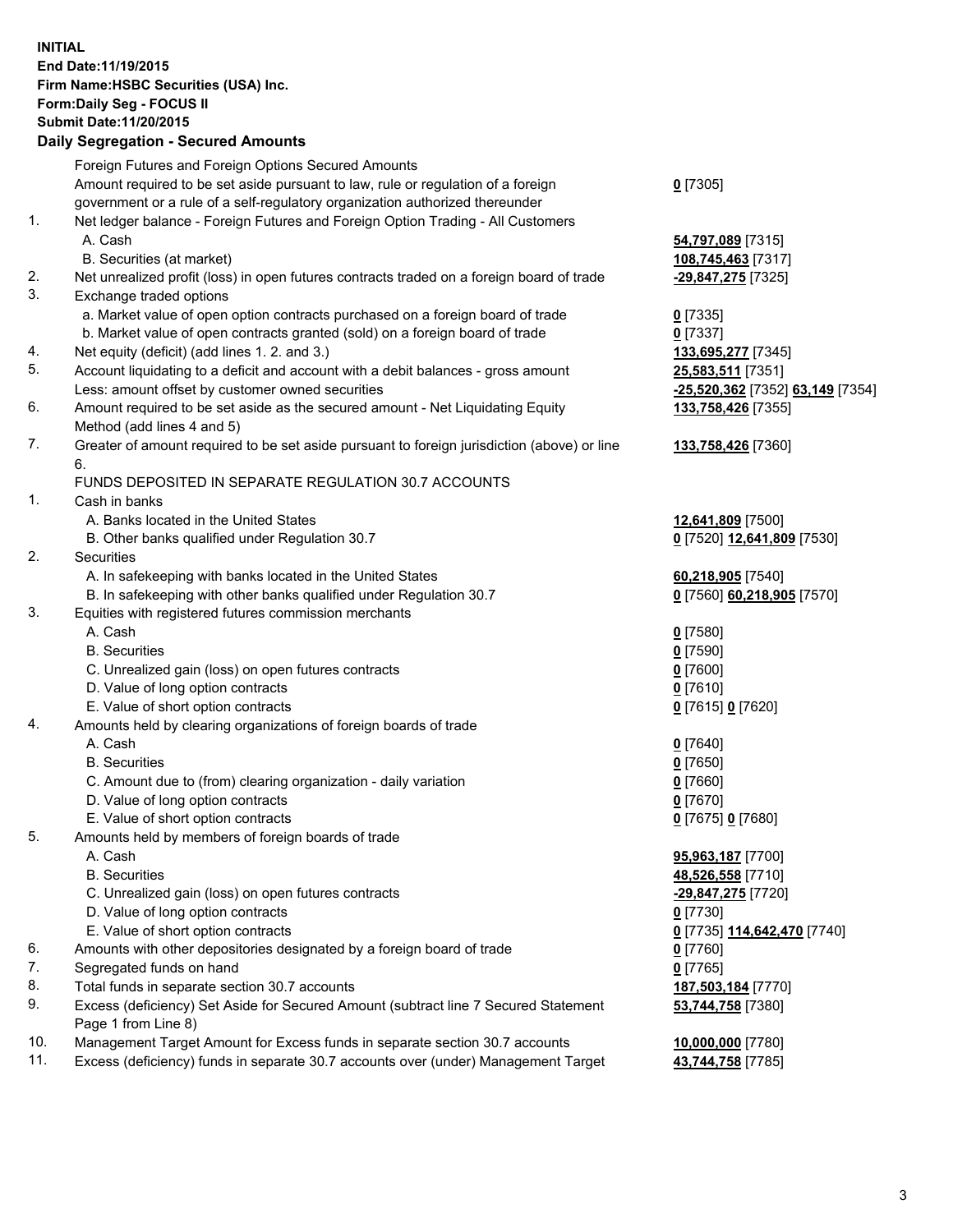**INITIAL**
**End Date:11/19/2015**
**Firm Name:HSBC Securities (USA) Inc.**
**Form:Daily Seg - FOCUS II**
**Submit Date:11/20/2015**

**Daily Segregation - Secured Amounts**

| | | |
|---|---|---|
| | Foreign Futures and Foreign Options Secured Amounts | |
| | Amount required to be set aside pursuant to law, rule or regulation of a foreign government or a rule of a self-regulatory organization authorized thereunder | **0** [7305] |
| 1. | Net ledger balance - Foreign Futures and Foreign Option Trading - All Customers | |
| | A. Cash | **54,797,089** [7315] |
| | B. Securities (at market) | **108,745,463** [7317] |
| 2. | Net unrealized profit (loss) in open futures contracts traded on a foreign board of trade | **-29,847,275** [7325] |
| 3. | Exchange traded options | |
| | a. Market value of open option contracts purchased on a foreign board of trade | **0** [7335] |
| | b. Market value of open contracts granted (sold) on a foreign board of trade | **0** [7337] |
| 4. | Net equity (deficit) (add lines 1. 2. and 3.) | **133,695,277** [7345] |
| 5. | Account liquidating to a deficit and account with a debit balances - gross amount | **25,583,511** [7351] |
| | Less: amount offset by customer owned securities | **-25,520,362** [7352] **63,149** [7354] |
| 6. | Amount required to be set aside as the secured amount - Net Liquidating Equity Method (add lines 4 and 5) | **133,758,426** [7355] |
| 7. | Greater of amount required to be set aside pursuant to foreign jurisdiction (above) or line 6. | **133,758,426** [7360] |
| | FUNDS DEPOSITED IN SEPARATE REGULATION 30.7 ACCOUNTS | |
| 1. | Cash in banks | |
| | A. Banks located in the United States | **12,641,809** [7500] |
| | B. Other banks qualified under Regulation 30.7 | **0** [7520] **12,641,809** [7530] |
| 2. | Securities | |
| | A. In safekeeping with banks located in the United States | **60,218,905** [7540] |
| | B. In safekeeping with other banks qualified under Regulation 30.7 | **0** [7560] **60,218,905** [7570] |
| 3. | Equities with registered futures commission merchants | |
| | A. Cash | **0** [7580] |
| | B. Securities | **0** [7590] |
| | C. Unrealized gain (loss) on open futures contracts | **0** [7600] |
| | D. Value of long option contracts | **0** [7610] |
| | E. Value of short option contracts | **0** [7615] **0** [7620] |
| 4. | Amounts held by clearing organizations of foreign boards of trade | |
| | A. Cash | **0** [7640] |
| | B. Securities | **0** [7650] |
| | C. Amount due to (from) clearing organization - daily variation | **0** [7660] |
| | D. Value of long option contracts | **0** [7670] |
| | E. Value of short option contracts | **0** [7675] **0** [7680] |
| 5. | Amounts held by members of foreign boards of trade | |
| | A. Cash | **95,963,187** [7700] |
| | B. Securities | **48,526,558** [7710] |
| | C. Unrealized gain (loss) on open futures contracts | **-29,847,275** [7720] |
| | D. Value of long option contracts | **0** [7730] |
| | E. Value of short option contracts | **0** [7735] **114,642,470** [7740] |
| 6. | Amounts with other depositories designated by a foreign board of trade | **0** [7760] |
| 7. | Segregated funds on hand | **0** [7765] |
| 8. | Total funds in separate section 30.7 accounts | **187,503,184** [7770] |
| 9. | Excess (deficiency) Set Aside for Secured Amount (subtract line 7 Secured Statement Page 1 from Line 8) | **53,744,758** [7380] |
| 10. | Management Target Amount for Excess funds in separate section 30.7 accounts | **10,000,000** [7780] |
| 11. | Excess (deficiency) funds in separate 30.7 accounts over (under) Management Target | **43,744,758** [7785] |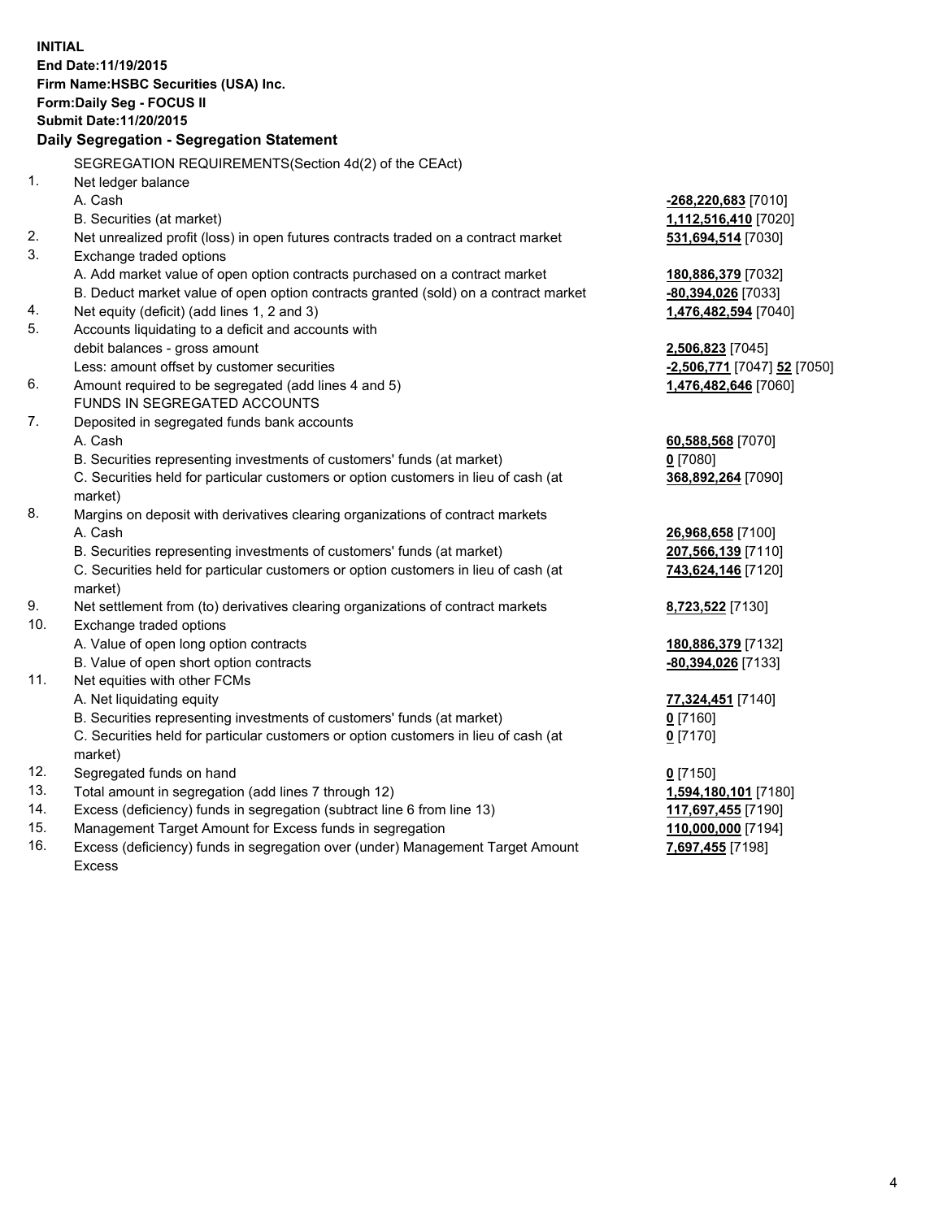**INITIAL**
**End Date:11/19/2015**
**Firm Name:HSBC Securities (USA) Inc.**
**Form:Daily Seg - FOCUS II**
**Submit Date:11/20/2015**

### Daily Segregation - Segregation Statement

SEGREGATION REQUIREMENTS(Section 4d(2) of the CEAct)

| | | |
|---|---|---|
| 1. | Net ledger balance | |
| | A. Cash | **-268,220,683** [7010] |
| | B. Securities (at market) | **1,112,516,410** [7020] |
| 2. | Net unrealized profit (loss) in open futures contracts traded on a contract market | **531,694,514** [7030] |
| 3. | Exchange traded options | |
| | A. Add market value of open option contracts purchased on a contract market | **180,886,379** [7032] |
| | B. Deduct market value of open option contracts granted (sold) on a contract market | **-80,394,026** [7033] |
| 4. | Net equity (deficit) (add lines 1, 2 and 3) | **1,476,482,594** [7040] |
| 5. | Accounts liquidating to a deficit and accounts with debit balances - gross amount | **2,506,823** [7045] |
| | Less: amount offset by customer securities | **-2,506,771** [7047] **52** [7050] |
| 6. | Amount required to be segregated (add lines 4 and 5) | **1,476,482,646** [7060] |
| | FUNDS IN SEGREGATED ACCOUNTS | |
| 7. | Deposited in segregated funds bank accounts | |
| | A. Cash | **60,588,568** [7070] |
| | B. Securities representing investments of customers' funds (at market) | **0** [7080] |
| | C. Securities held for particular customers or option customers in lieu of cash (at market) | **368,892,264** [7090] |
| 8. | Margins on deposit with derivatives clearing organizations of contract markets | |
| | A. Cash | **26,968,658** [7100] |
| | B. Securities representing investments of customers' funds (at market) | **207,566,139** [7110] |
| | C. Securities held for particular customers or option customers in lieu of cash (at market) | **743,624,146** [7120] |
| 9. | Net settlement from (to) derivatives clearing organizations of contract markets | **8,723,522** [7130] |
| 10. | Exchange traded options | |
| | A. Value of open long option contracts | **180,886,379** [7132] |
| | B. Value of open short option contracts | **-80,394,026** [7133] |
| 11. | Net equities with other FCMs | |
| | A. Net liquidating equity | **77,324,451** [7140] |
| | B. Securities representing investments of customers' funds (at market) | **0** [7160] |
| | C. Securities held for particular customers or option customers in lieu of cash (at market) | **0** [7170] |
| 12. | Segregated funds on hand | **0** [7150] |
| 13. | Total amount in segregation (add lines 7 through 12) | **1,594,180,101** [7180] |
| 14. | Excess (deficiency) funds in segregation (subtract line 6 from line 13) | **117,697,455** [7190] |
| 15. | Management Target Amount for Excess funds in segregation | **110,000,000** [7194] |
| 16. | Excess (deficiency) funds in segregation over (under) Management Target Amount Excess | **7,697,455** [7198] |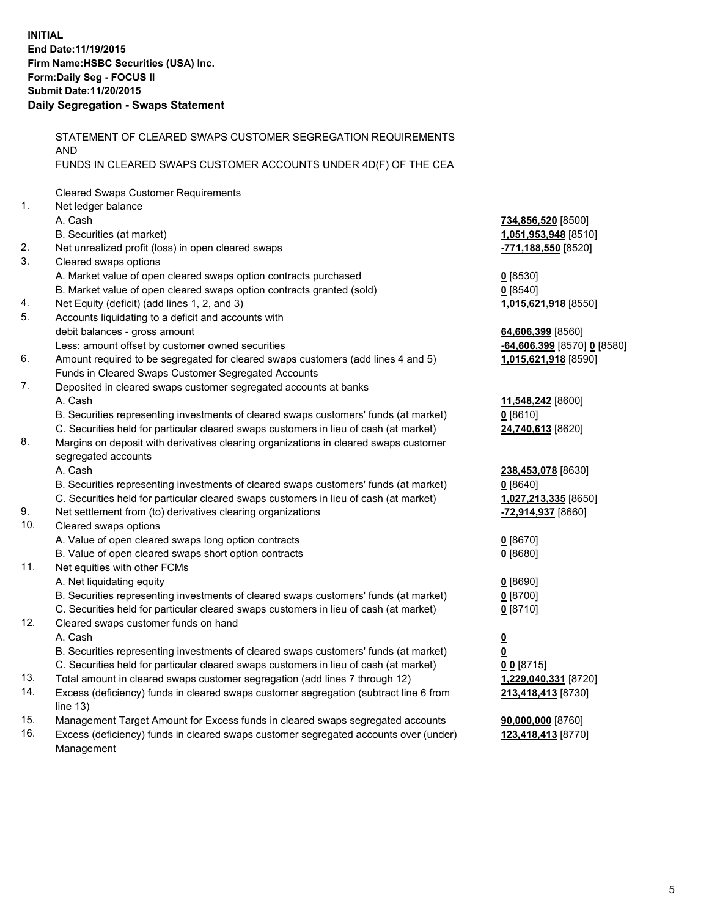**INITIAL**
**End Date:11/19/2015**
**Firm Name:HSBC Securities (USA) Inc.**
**Form:Daily Seg - FOCUS II**
**Submit Date:11/20/2015**
**Daily Segregation - Swaps Statement**

STATEMENT OF CLEARED SWAPS CUSTOMER SEGREGATION REQUIREMENTS AND FUNDS IN CLEARED SWAPS CUSTOMER ACCOUNTS UNDER 4D(F) OF THE CEA

| | | |
|---|---|---|
| | Cleared Swaps Customer Requirements | |
| 1. | Net ledger balance | |
| | A. Cash | **734,856,520** [8500] |
| | B. Securities (at market) | **1,051,953,948** [8510] |
| 2. | Net unrealized profit (loss) in open cleared swaps | **-771,188,550** [8520] |
| 3. | Cleared swaps options | |
| | A. Market value of open cleared swaps option contracts purchased | **0** [8530] |
| | B. Market value of open cleared swaps option contracts granted (sold) | **0** [8540] |
| 4. | Net Equity (deficit) (add lines 1, 2, and 3) | **1,015,621,918** [8550] |
| 5. | Accounts liquidating to a deficit and accounts with debit balances - gross amount | **64,606,399** [8560] |
| | Less: amount offset by customer owned securities | **-64,606,399** [8570] **0** [8580] |
| 6. | Amount required to be segregated for cleared swaps customers (add lines 4 and 5) | **1,015,621,918** [8590] |
| | Funds in Cleared Swaps Customer Segregated Accounts | |
| 7. | Deposited in cleared swaps customer segregated accounts at banks | |
| | A. Cash | **11,548,242** [8600] |
| | B. Securities representing investments of cleared swaps customers' funds (at market) | **0** [8610] |
| | C. Securities held for particular cleared swaps customers in lieu of cash (at market) | **24,740,613** [8620] |
| 8. | Margins on deposit with derivatives clearing organizations in cleared swaps customer segregated accounts | |
| | A. Cash | **238,453,078** [8630] |
| | B. Securities representing investments of cleared swaps customers' funds (at market) | **0** [8640] |
| | C. Securities held for particular cleared swaps customers in lieu of cash (at market) | **1,027,213,335** [8650] |
| 9. | Net settlement from (to) derivatives clearing organizations | **-72,914,937** [8660] |
| 10. | Cleared swaps options | |
| | A. Value of open cleared swaps long option contracts | **0** [8670] |
| | B. Value of open cleared swaps short option contracts | **0** [8680] |
| 11. | Net equities with other FCMs | |
| | A. Net liquidating equity | **0** [8690] |
| | B. Securities representing investments of cleared swaps customers' funds (at market) | **0** [8700] |
| | C. Securities held for particular cleared swaps customers in lieu of cash (at market) | **0** [8710] |
| 12. | Cleared swaps customer funds on hand | |
| | A. Cash | **0** |
| | B. Securities representing investments of cleared swaps customers' funds (at market) | **0** |
| | C. Securities held for particular cleared swaps customers in lieu of cash (at market) | **0** **0** [8715] |
| 13. | Total amount in cleared swaps customer segregation (add lines 7 through 12) | **1,229,040,331** [8720] |
| 14. | Excess (deficiency) funds in cleared swaps customer segregation (subtract line 6 from line 13) | **213,418,413** [8730] |
| 15. | Management Target Amount for Excess funds in cleared swaps segregated accounts | **90,000,000** [8760] |
| 16. | Excess (deficiency) funds in cleared swaps customer segregated accounts over (under) Management | **123,418,413** [8770] |